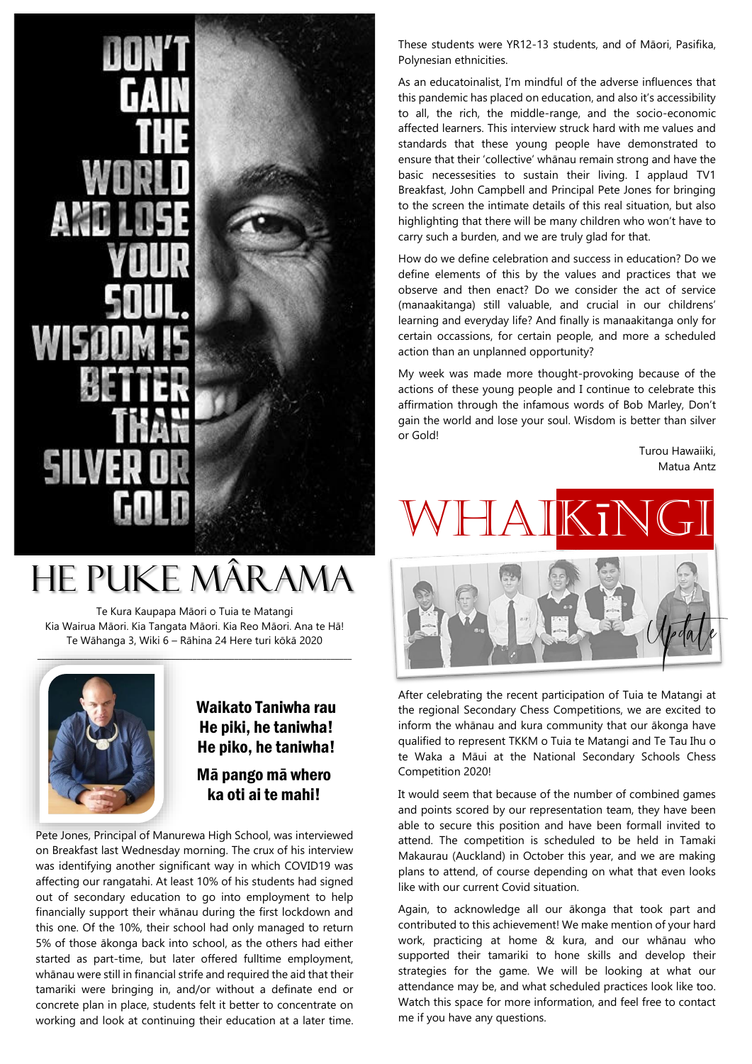DON'T GAIN THE WORLD AND LOSE YOUR SOUL. WISDOM IS BETTER THAN SILVER OR GOLD

# HE PUKE MÂRAMA

Te Kura Kaupapa Māori o Tuia te Matangi
Kia Wairua Māori. Kia Tangata Māori. Kia Reo Māori. Ana te Hā!
Te Wāhanga 3, Wiki 6 – Rāhina 24 Here turi kōkā 2020

**Waikato Taniwha rau**
**He piki, he taniwha!**
**He piko, he taniwha!**

**Mā pango mā whero**
**ka oti ai te mahi!**

Pete Jones, Principal of Manurewa High School, was interviewed on Breakfast last Wednesday morning. The crux of his interview was identifying another significant way in which COVID19 was affecting our rangatahi. At least 10% of his students had signed out of secondary education to go into employment to help financially support their whānau during the first lockdown and this one. Of the 10%, their school had only managed to return 5% of those ākonga back into school, as the others had either started as part-time, but later offered fulltime employment, whānau were still in financial strife and required the aid that their tamariki were bringing in, and/or without a definate end or concrete plan in place, students felt it better to concentrate on working and look at continuing their education at a later time.

These students were YR12-13 students, and of Māori, Pasifika, Polynesian ethnicities.

As an educatoinalist, I'm mindful of the adverse influences that this pandemic has placed on education, and also it's accessibility to all, the rich, the middle-range, and the socio-economic affected learners. This interview struck hard with me values and standards that these young people have demonstrated to ensure that their 'collective' whānau remain strong and have the basic necessesities to sustain their living. I applaud TV1 Breakfast, John Campbell and Principal Pete Jones for bringing to the screen the intimate details of this real situation, but also highlighting that there will be many children who won't have to carry such a burden, and we are truly glad for that.

How do we define celebration and success in education? Do we define elements of this by the values and practices that we observe and then enact? Do we consider the act of service (manaakitanga) still valuable, and crucial in our childrens' learning and everyday life? And finally is manaakitanga only for certain occassions, for certain people, and more a scheduled action than an unplanned opportunity?

My week was made more thought-provoking because of the actions of these young people and I continue to celebrate this affirmation through the infamous words of Bob Marley, Don't gain the world and lose your soul. Wisdom is better than silver or Gold!

Turou Hawaiiki,
Matua Antz

# WHAIKīNGI

Update

After celebrating the recent participation of Tuia te Matangi at the regional Secondary Chess Competitions, we are excited to inform the whānau and kura community that our ākonga have qualified to represent TKKM o Tuia te Matangi and Te Tau Ihu o te Waka a Māui at the National Secondary Schools Chess Competition 2020!

It would seem that because of the number of combined games and points scored by our representation team, they have been able to secure this position and have been formall invited to attend. The competition is scheduled to be held in Tamaki Makaurau (Auckland) in October this year, and we are making plans to attend, of course depending on what that even looks like with our current Covid situation.

Again, to acknowledge all our ākonga that took part and contributed to this achievement! We make mention of your hard work, practicing at home & kura, and our whānau who supported their tamariki to hone skills and develop their strategies for the game. We will be looking at what our attendance may be, and what scheduled practices look like too. Watch this space for more information, and feel free to contact me if you have any questions.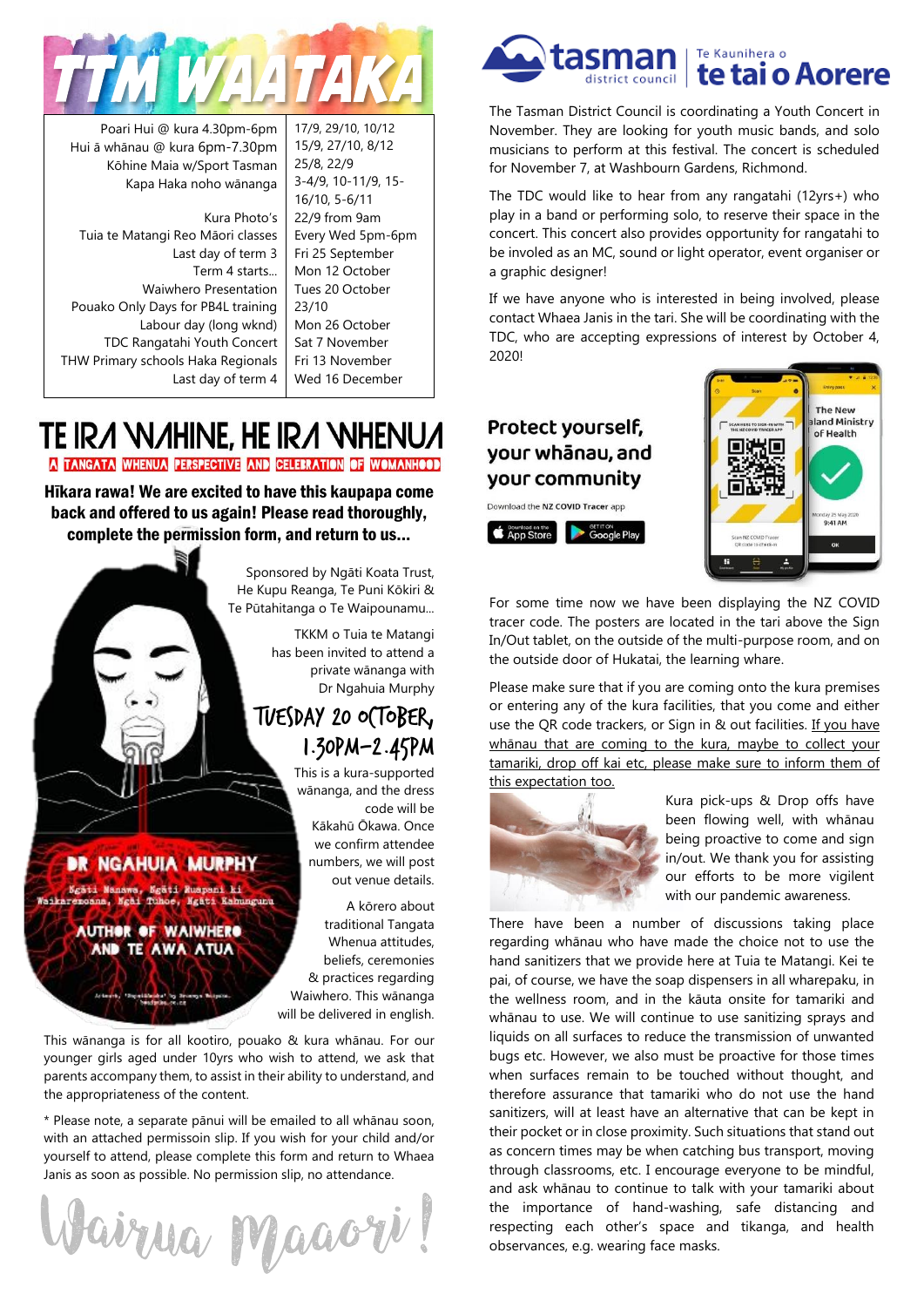# TTM WAATAKA

| | |
|---|---|
| Poari Hui @ kura 4.30pm-6pm | 17/9, 29/10, 10/12 |
| Hui ā whānau @ kura 6pm-7.30pm | 15/9, 27/10, 8/12 |
| Kōhine Maia w/Sport Tasman | 25/8, 22/9 |
| Kapa Haka noho wānanga | 3-4/9, 10-11/9, 15-16/10, 5-6/11 |
| Kura Photo's | 22/9 from 9am |
| Tuia te Matangi Reo Māori classes | Every Wed 5pm-6pm |
| Last day of term 3 | Fri 25 September |
| Term 4 starts... | Mon 12 October |
| Waiwhero Presentation | Tues 20 October |
| Pouako Only Days for PB4L training | 23/10 |
| Labour day (long wknd) | Mon 26 October |
| TDC Rangatahi Youth Concert | Sat 7 November |
| THW Primary schools Haka Regionals | Fri 13 November |
| Last day of term 4 | Wed 16 December |

# TE IRA WAHINE, HE IRA WHENUA

**A TANGATA WHENUA PERSPECTIVE AND CELEBRATION OF WOMANHOOD**

**Hīkara rawa! We are excited to have this kaupapa come back and offered to us again! Please read thoroughly, complete the permission form, and return to us...**

Sponsored by Ngāti Koata Trust, He Kupu Reanga, Te Puni Kōkiri & Te Pūtahitanga o Te Waipounamu...

TKKM o Tuia te Matangi has been invited to attend a private wānanga with Dr Ngahuia Murphy

**TUESDAY 20 OCTOBER, 1.30PM–2.45PM**

This is a kura-supported wānanga, and the dress code will be Kākahū Ōkawa. Once we confirm attendee numbers, we will post out venue details.

A kōrero about traditional Tangata Whenua attitudes, beliefs, ceremonies & practices regarding Waiwhero. This wānanga will be delivered in english.

**DR NGAHUIA MURPHY**

Ngāti Manawa, Ngāti Ruapani ki Waikaremoana, Ngāi Tūhoe, Ngāti Kahungunu

**AUTHOR OF WAIWHERO AND TE AWA ATUA**

This wānanga is for all kootiro, pouako & kura whānau. For our younger girls aged under 10yrs who wish to attend, we ask that parents accompany them, to assist in their ability to understand, and the appropriateness of the content.

\* Please note, a separate pānui will be emailed to all whānau soon, with an attached permissoin slip. If you wish for your child and/or yourself to attend, please complete this form and return to Whaea Janis as soon as possible. No permission slip, no attendance.

*Wairua Maaori!*

**tasman district council** | Te Kaunihera o **te tai o Aorere**

The Tasman District Council is coordinating a Youth Concert in November. They are looking for youth music bands, and solo musicians to perform at this festival. The concert is scheduled for November 7, at Washbourn Gardens, Richmond.

The TDC would like to hear from any rangatahi (12yrs+) who play in a band or performing solo, to reserve their space in the concert. This concert also provides opportunity for rangatahi to be involed as an MC, sound or light operator, event organiser or a graphic designer!

If we have anyone who is interested in being involved, please contact Whaea Janis in the tari. She will be coordinating with the TDC, who are accepting expressions of interest by October 4, 2020!

**Protect yourself, your whānau, and your community**

Download the NZ COVID Tracer app

For some time now we have been displaying the NZ COVID tracer code. The posters are located in the tari above the Sign In/Out tablet, on the outside of the multi-purpose room, and on the outside door of Hukatai, the learning whare.

Please make sure that if you are coming onto the kura premises or entering any of the kura facilities, that you come and either use the QR code trackers, or Sign in & out facilities. <u>If you have whānau that are coming to the kura, maybe to collect your tamariki, drop off kai etc, please make sure to inform them of this expectation too.</u>

Kura pick-ups & Drop offs have been flowing well, with whānau being proactive to come and sign in/out. We thank you for assisting our efforts to be more vigilent with our pandemic awareness.

There have been a number of discussions taking place regarding whānau who have made the choice not to use the hand sanitizers that we provide here at Tuia te Matangi. Kei te pai, of course, we have the soap dispensers in all wharepaku, in the wellness room, and in the kāuta onsite for tamariki and whānau to use. We will continue to use sanitizing sprays and liquids on all surfaces to reduce the transmission of unwanted bugs etc. However, we also must be proactive for those times when surfaces remain to be touched without thought, and therefore assurance that tamariki who do not use the hand sanitizers, will at least have an alternative that can be kept in their pocket or in close proximity. Such situations that stand out as concern times may be when catching bus transport, moving through classrooms, etc. I encourage everyone to be mindful, and ask whānau to continue to talk with your tamariki about the importance of hand-washing, safe distancing and respecting each other's space and tikanga, and health observances, e.g. wearing face masks.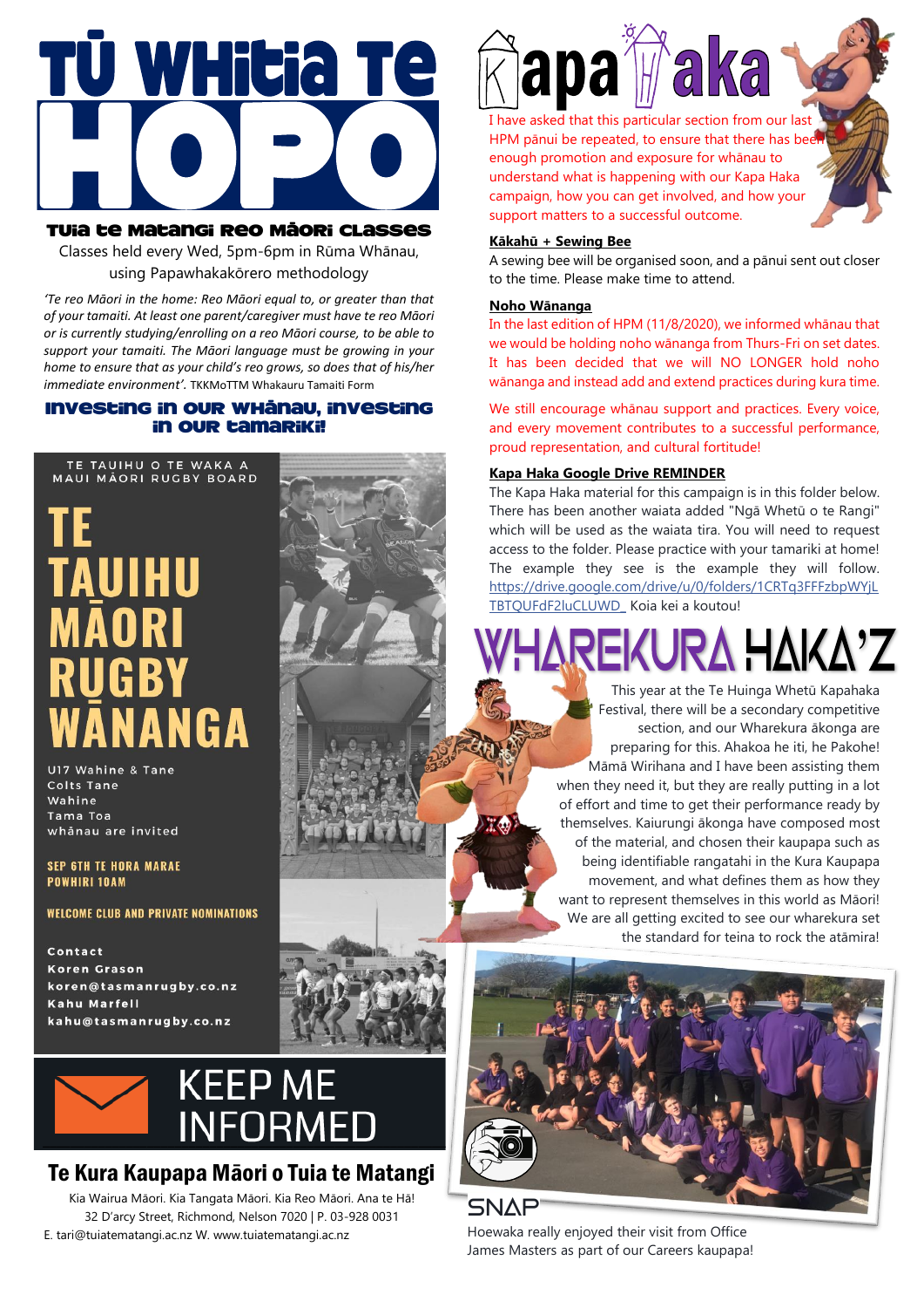# TŪ WHitia TE HOPO

## Tuia te Matangi Reo Māori Classes

Classes held every Wed, 5pm-6pm in Rūma Whānau, using Papawhakakōrero methodology

*'Te reo Māori in the home: Reo Māori equal to, or greater than that of your tamaiti. At least one parent/caregiver must have te reo Māori or is currently studying/enrolling on a reo Māori course, to be able to support your tamaiti. The Māori language must be growing in your home to ensure that as your child's reo grows, so does that of his/her immediate environment'.* TKKMoTTM Whakauru Tamaiti Form

### Investing in our whānau, investing in our tamariki!

TE TAUIHU O TE WAKA A MAUI MĀORI RUGBY BOARD

## TE TAUIHU MĀORI RUGBY WĀNANGA

U17 Wahine & Tane
Colts Tane
Wahine
Tama Toa
whānau are invited

SEP 6TH TE HORA MARAE
POWHIRI 10AM

WELCOME CLUB AND PRIVATE NOMINATIONS

Contact
Koren Grason
koren@tasmanrugby.co.nz
Kahu Marfell
kahu@tasmanrugby.co.nz

KEEP ME INFORMED

## Kapa Haka

I have asked that this particular section from our last HPM pānui be repeated, to ensure that there has been enough promotion and exposure for whānau to understand what is happening with our Kapa Haka campaign, how you can get involved, and how your support matters to a successful outcome.

**Kākahū + Sewing Bee**

A sewing bee will be organised soon, and a pānui sent out closer to the time. Please make time to attend.

**Noho Wānanga**

In the last edition of HPM (11/8/2020), we informed whānau that we would be holding noho wānanga from Thurs-Fri on set dates. It has been decided that we will NO LONGER hold noho wānanga and instead add and extend practices during kura time.

We still encourage whānau support and practices. Every voice, and every movement contributes to a successful performance, proud representation, and cultural fortitude!

**Kapa Haka Google Drive REMINDER**

The Kapa Haka material for this campaign is in this folder below. There has been another waiata added "Ngā Whetū o te Rangi" which will be used as the waiata tira. You will need to request access to the folder. Please practice with your tamariki at home! The example they see is the example they will follow. https://drive.google.com/drive/u/0/folders/1CRTq3FFFzbpWYjLTBTQUFdF2luCLUWD_ Koia kei a koutou!

## WHAREKURA HAKA'Z

This year at the Te Huinga Whetū Kapahaka Festival, there will be a secondary competitive section, and our Wharekura ākonga are preparing for this. Ahakoa he iti, he Pakohe! Māmā Wirihana and I have been assisting them when they need it, but they are really putting in a lot of effort and time to get their performance ready by themselves. Kaiurungi ākonga have composed most of the material, and chosen their kaupapa such as being identifiable rangatahi in the Kura Kaupapa movement, and what defines them as how they want to represent themselves in this world as Māori! We are all getting excited to see our wharekura set the standard for teina to rock the atāmira!

SNAP

Hoewaka really enjoyed their visit from Office James Masters as part of our Careers kaupapa!

## Te Kura Kaupapa Māori o Tuia te Matangi

Kia Wairua Māori. Kia Tangata Māori. Kia Reo Māori. Ana te Hā!
32 D'arcy Street, Richmond, Nelson 7020 | P. 03-928 0031
E. tari@tuiatematangi.ac.nz W. www.tuiatematangi.ac.nz